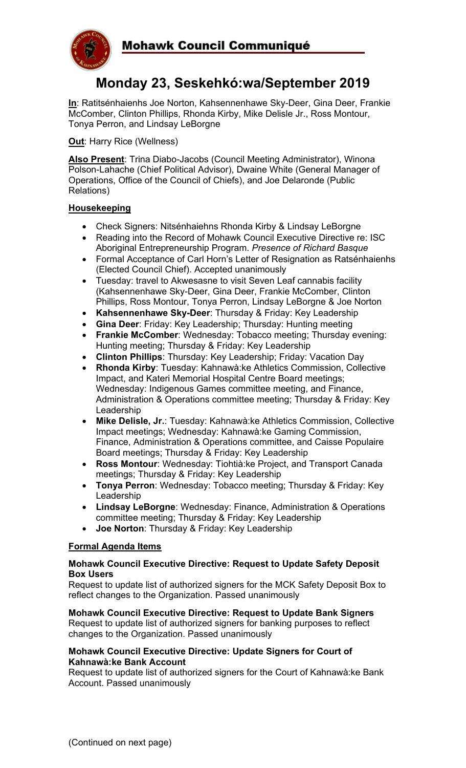# Mohawk Council Communiqué

## Monday 23, Seskehkó:wa/September 2019

**In**: Ratitsénhaienhs Joe Norton, Kahsennenhawe Sky-Deer, Gina Deer, Frankie McComber, Clinton Phillips, Rhonda Kirby, Mike Delisle Jr., Ross Montour, Tonya Perron, and Lindsay LeBorgne

**Out**: Harry Rice (Wellness)

**Also Present**: Trina Diabo-Jacobs (Council Meeting Administrator), Winona Polson-Lahache (Chief Political Advisor), Dwaine White (General Manager of Operations, Office of the Council of Chiefs), and Joe Delaronde (Public Relations)

### Housekeeping

- Check Signers: Nitsénhaiehns Rhonda Kirby & Lindsay LeBorgne
- Reading into the Record of Mohawk Council Executive Directive re: ISC Aboriginal Entrepreneurship Program. *Presence of Richard Basque*
- Formal Acceptance of Carl Horn's Letter of Resignation as Ratsénhaienhs (Elected Council Chief). Accepted unanimously
- Tuesday: travel to Akwesasne to visit Seven Leaf cannabis facility (Kahsennenhawe Sky-Deer, Gina Deer, Frankie McComber, Clinton Phillips, Ross Montour, Tonya Perron, Lindsay LeBorgne & Joe Norton
- **Kahsennenhawe Sky-Deer**: Thursday & Friday: Key Leadership
- **Gina Deer**: Friday: Key Leadership; Thursday: Hunting meeting
- **Frankie McComber**: Wednesday: Tobacco meeting; Thursday evening: Hunting meeting; Thursday & Friday: Key Leadership
- **Clinton Phillips**: Thursday: Key Leadership; Friday: Vacation Day
- **Rhonda Kirby**: Tuesday: Kahnawà:ke Athletics Commission, Collective Impact, and Kateri Memorial Hospital Centre Board meetings; Wednesday: Indigenous Games committee meeting, and Finance, Administration & Operations committee meeting; Thursday & Friday: Key Leadership
- **Mike Delisle, Jr.**: Tuesday: Kahnawà:ke Athletics Commission, Collective Impact meetings; Wednesday: Kahnawà:ke Gaming Commission, Finance, Administration & Operations committee, and Caisse Populaire Board meetings; Thursday & Friday: Key Leadership
- **Ross Montour**: Wednesday: Tiohtià:ke Project, and Transport Canada meetings; Thursday & Friday: Key Leadership
- **Tonya Perron**: Wednesday: Tobacco meeting; Thursday & Friday: Key Leadership
- **Lindsay LeBorgne**: Wednesday: Finance, Administration & Operations committee meeting; Thursday & Friday: Key Leadership
- **Joe Norton**: Thursday & Friday: Key Leadership

### Formal Agenda Items

**Mohawk Council Executive Directive: Request to Update Safety Deposit Box Users**
Request to update list of authorized signers for the MCK Safety Deposit Box to reflect changes to the Organization. Passed unanimously

**Mohawk Council Executive Directive: Request to Update Bank Signers**
Request to update list of authorized signers for banking purposes to reflect changes to the Organization. Passed unanimously

**Mohawk Council Executive Directive: Update Signers for Court of Kahnawà:ke Bank Account**
Request to update list of authorized signers for the Court of Kahnawà:ke Bank Account. Passed unanimously

(Continued on next page)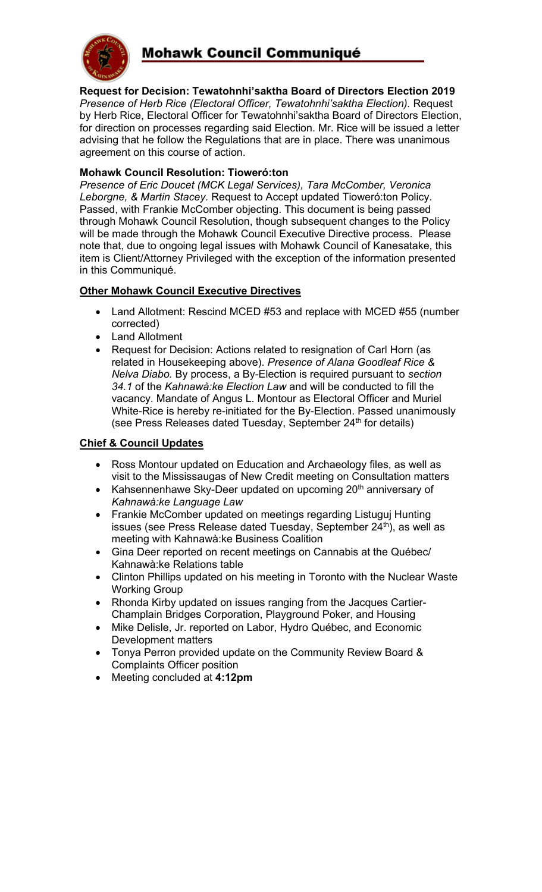**Request for Decision: Tewatohnhi'saktha Board of Directors Election 2019**

*Presence of Herb Rice (Electoral Officer, Tewatohnhi'saktha Election).* Request by Herb Rice, Electoral Officer for Tewatohnhi'saktha Board of Directors Election, for direction on processes regarding said Election. Mr. Rice will be issued a letter advising that he follow the Regulations that are in place. There was unanimous agreement on this course of action.

**Mohawk Council Resolution: Tioweró:ton**

*Presence of Eric Doucet (MCK Legal Services), Tara McComber, Veronica Leborgne, & Martin Stacey.* Request to Accept updated Tioweró:ton Policy. Passed, with Frankie McComber objecting. This document is being passed through Mohawk Council Resolution, though subsequent changes to the Policy will be made through the Mohawk Council Executive Directive process. Please note that, due to ongoing legal issues with Mohawk Council of Kanesatake, this item is Client/Attorney Privileged with the exception of the information presented in this Communiqué.

**Other Mohawk Council Executive Directives**

- Land Allotment: Rescind MCED #53 and replace with MCED #55 (number corrected)
- Land Allotment
- Request for Decision: Actions related to resignation of Carl Horn (as related in Housekeeping above). *Presence of Alana Goodleaf Rice & Nelva Diabo.* By process, a By-Election is required pursuant to *section 34.1* of the *Kahnawà:ke Election Law* and will be conducted to fill the vacancy. Mandate of Angus L. Montour as Electoral Officer and Muriel White-Rice is hereby re-initiated for the By-Election. Passed unanimously (see Press Releases dated Tuesday, September 24th for details)

**Chief & Council Updates**

- Ross Montour updated on Education and Archaeology files, as well as visit to the Mississaugas of New Credit meeting on Consultation matters
- Kahsennenhawe Sky-Deer updated on upcoming 20th anniversary of *Kahnawà:ke Language Law*
- Frankie McComber updated on meetings regarding Listuguj Hunting issues (see Press Release dated Tuesday, September 24th), as well as meeting with Kahnawà:ke Business Coalition
- Gina Deer reported on recent meetings on Cannabis at the Québec/ Kahnawà:ke Relations table
- Clinton Phillips updated on his meeting in Toronto with the Nuclear Waste Working Group
- Rhonda Kirby updated on issues ranging from the Jacques Cartier-Champlain Bridges Corporation, Playground Poker, and Housing
- Mike Delisle, Jr. reported on Labor, Hydro Québec, and Economic Development matters
- Tonya Perron provided update on the Community Review Board & Complaints Officer position
- Meeting concluded at **4:12pm**